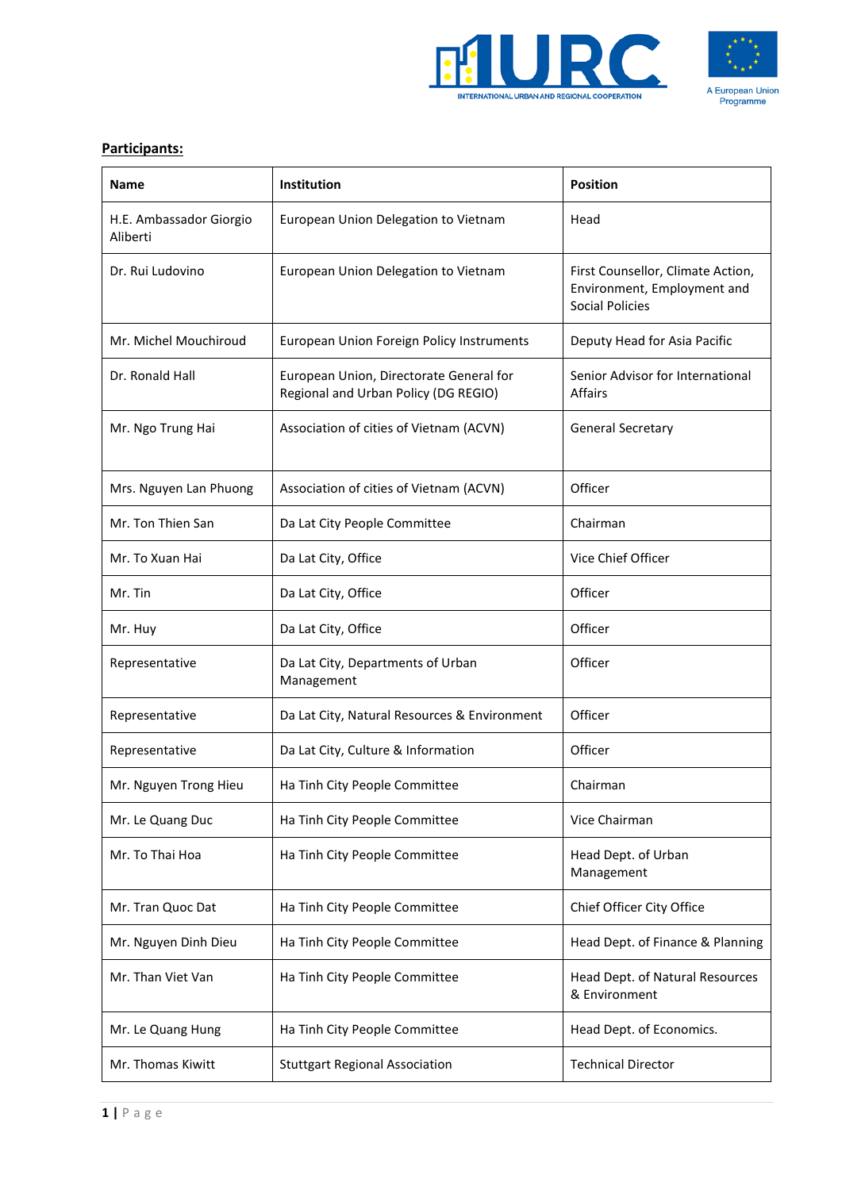**Participants:**

| Name | Institution | Position |
|---|---|---|
| H.E. Ambassador Giorgio Aliberti | European Union Delegation to Vietnam | Head |
| Dr. Rui Ludovino | European Union Delegation to Vietnam | First Counsellor, Climate Action, Environment, Employment and Social Policies |
| Mr. Michel Mouchiroud | European Union Foreign Policy Instruments | Deputy Head for Asia Pacific |
| Dr. Ronald Hall | European Union, Directorate General for Regional and Urban Policy (DG REGIO) | Senior Advisor for International Affairs |
| Mr. Ngo Trung Hai | Association of cities of Vietnam (ACVN) | General Secretary |
| Mrs. Nguyen Lan Phuong | Association of cities of Vietnam (ACVN) | Officer |
| Mr. Ton Thien San | Da Lat City People Committee | Chairman |
| Mr. To Xuan Hai | Da Lat City, Office | Vice Chief Officer |
| Mr. Tin | Da Lat City, Office | Officer |
| Mr. Huy | Da Lat City, Office | Officer |
| Representative | Da Lat City, Departments of Urban Management | Officer |
| Representative | Da Lat City, Natural Resources & Environment | Officer |
| Representative | Da Lat City, Culture & Information | Officer |
| Mr. Nguyen Trong Hieu | Ha Tinh City People Committee | Chairman |
| Mr. Le Quang Duc | Ha Tinh City People Committee | Vice Chairman |
| Mr. To Thai Hoa | Ha Tinh City People Committee | Head Dept. of Urban Management |
| Mr. Tran Quoc Dat | Ha Tinh City People Committee | Chief Officer City Office |
| Mr. Nguyen Dinh Dieu | Ha Tinh City People Committee | Head Dept. of Finance & Planning |
| Mr. Than Viet Van | Ha Tinh City People Committee | Head Dept. of Natural Resources & Environment |
| Mr. Le Quang Hung | Ha Tinh City People Committee | Head Dept. of Economics. |
| Mr. Thomas Kiwitt | Stuttgart Regional Association | Technical Director |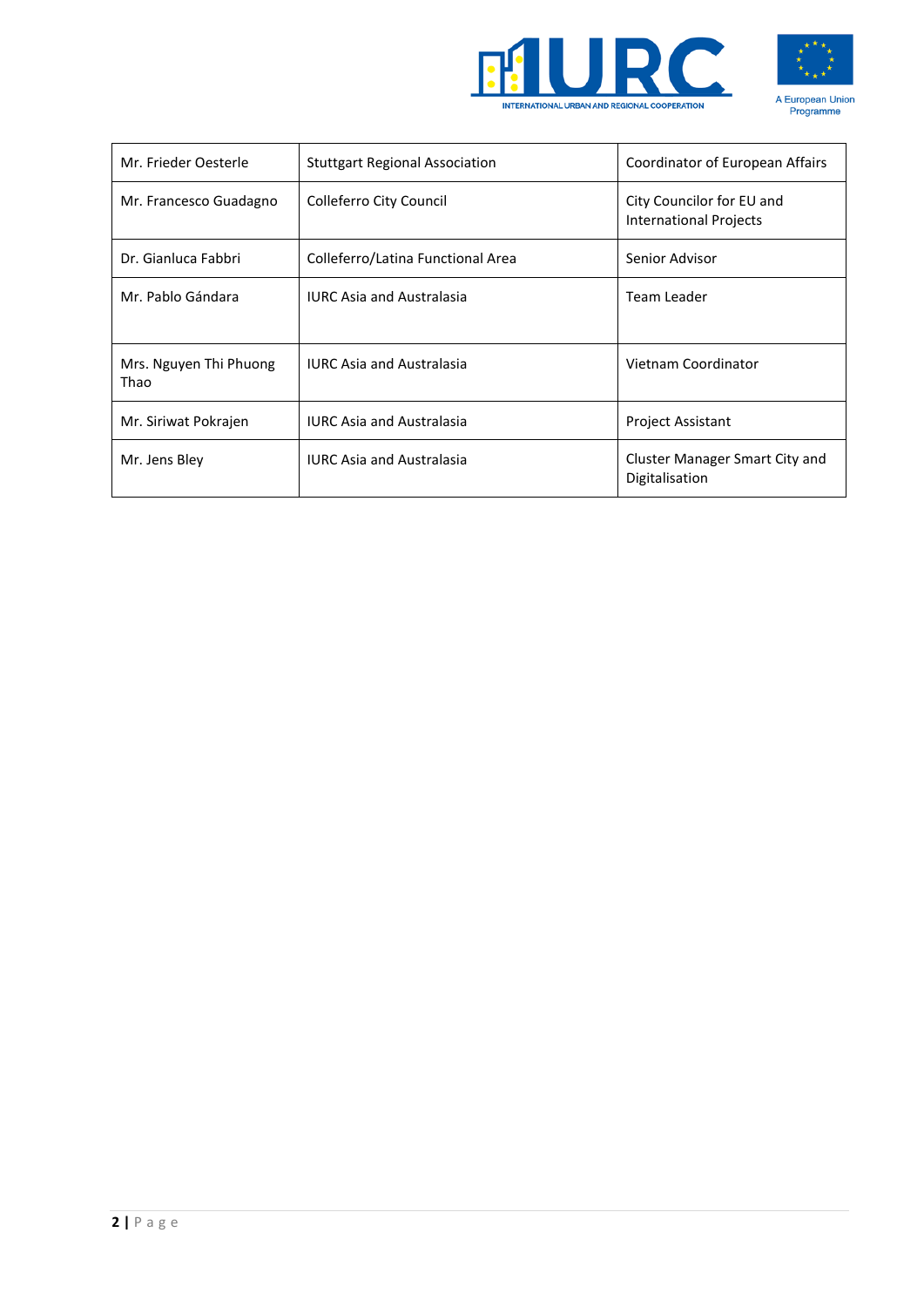| | | |
|---|---|---|
| Mr. Frieder Oesterle | Stuttgart Regional Association | Coordinator of European Affairs |
| Mr. Francesco Guadagno | Colleferro City Council | City Councilor for EU and International Projects |
| Dr. Gianluca Fabbri | Colleferro/Latina Functional Area | Senior Advisor |
| Mr. Pablo Gándara | IURC Asia and Australasia | Team Leader |
| Mrs. Nguyen Thi Phuong Thao | IURC Asia and Australasia | Vietnam Coordinator |
| Mr. Siriwat Pokrajen | IURC Asia and Australasia | Project Assistant |
| Mr. Jens Bley | IURC Asia and Australasia | Cluster Manager Smart City and Digitalisation |